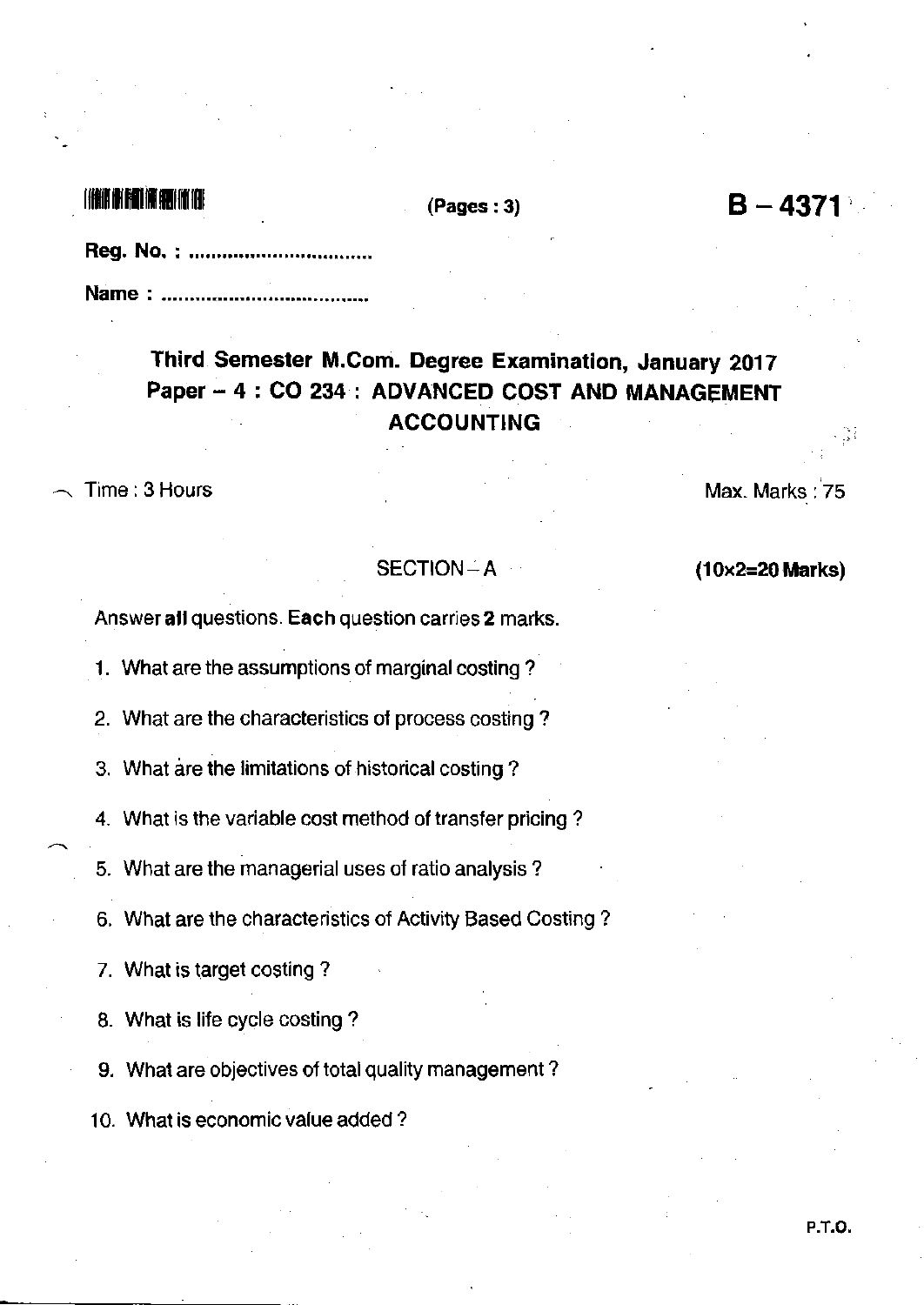(Pages : 3)

**B – 4371**

Reg. No. : ...............................

Name : ...................................

# Third Semester M.Com. Degree Examination, January 2017
## Paper – 4 : CO 234 : ADVANCED COST AND MANAGEMENT ACCOUNTING

Time : 3 Hours    Max. Marks : 75

### SECTION – A    (10×2=20 Marks)

Answer **all** questions. **Each** question carries **2** marks.

1. What are the assumptions of marginal costing ?
2. What are the characteristics of process costing ?
3. What are the limitations of historical costing ?
4. What is the variable cost method of transfer pricing ?
5. What are the managerial uses of ratio analysis ?
6. What are the characteristics of Activity Based Costing ?
7. What is target costing ?
8. What is life cycle costing ?
9. What are objectives of total quality management ?
10. What is economic value added ?

P.T.O.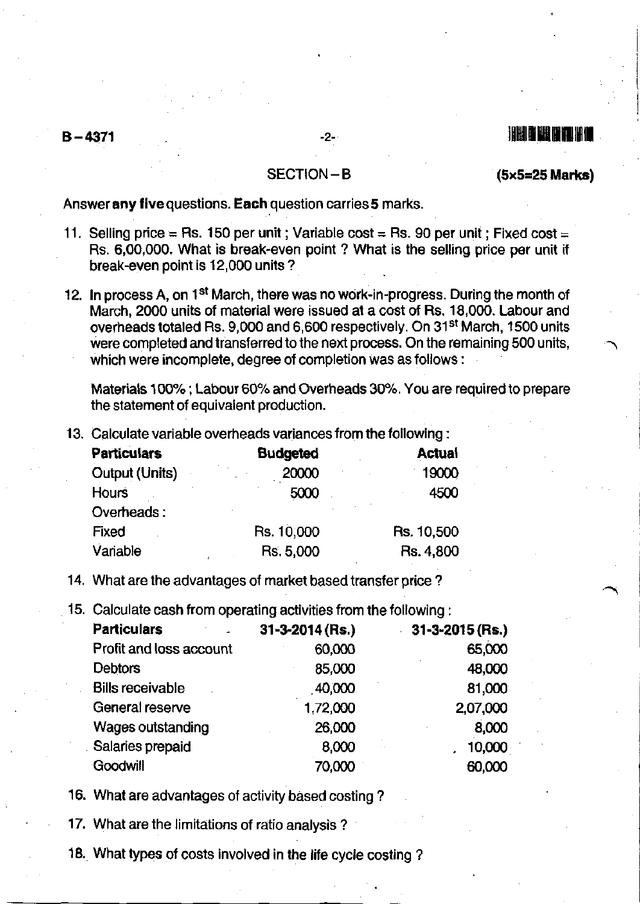## SECTION – B

**(5×5=25 Marks)**

Answer **any five** questions. **Each** question carries **5** marks.

11. Selling price = Rs. 150 per unit ; Variable cost = Rs. 90 per unit ; Fixed cost = Rs. 6,00,000. What is break-even point ? What is the selling price per unit if break-even point is 12,000 units ?

12. In process A, on 1st March, there was no work-in-progress. During the month of March, 2000 units of material were issued at a cost of Rs. 18,000. Labour and overheads totaled Rs. 9,000 and 6,600 respectively. On 31st March, 1500 units were completed and transferred to the next process. On the remaining 500 units, which were incomplete, degree of completion was as follows :

    Materials 100% ; Labour 60% and Overheads 30%. You are required to prepare the statement of equivalent production.

13. Calculate variable overheads variances from the following :

| **Particulars** | **Budgeted** | **Actual** |
|---|---|---|
| Output (Units) | 20000 | 19000 |
| Hours | 5000 | 4500 |
| Overheads : | | |
| Fixed | Rs. 10,000 | Rs. 10,500 |
| Variable | Rs. 5,000 | Rs. 4,800 |

14. What are the advantages of market based transfer price ?

15. Calculate cash from operating activities from the following :

| **Particulars** | **31-3-2014 (Rs.)** | **31-3-2015 (Rs.)** |
|---|---|---|
| Profit and loss account | 60,000 | 65,000 |
| Debtors | 85,000 | 48,000 |
| Bills receivable | 40,000 | 81,000 |
| General reserve | 1,72,000 | 2,07,000 |
| Wages outstanding | 26,000 | 8,000 |
| Salaries prepaid | 8,000 | 10,000 |
| Goodwill | 70,000 | 60,000 |

16. What are advantages of activity based costing ?

17. What are the limitations of ratio analysis ?

18. What types of costs involved in the life cycle costing ?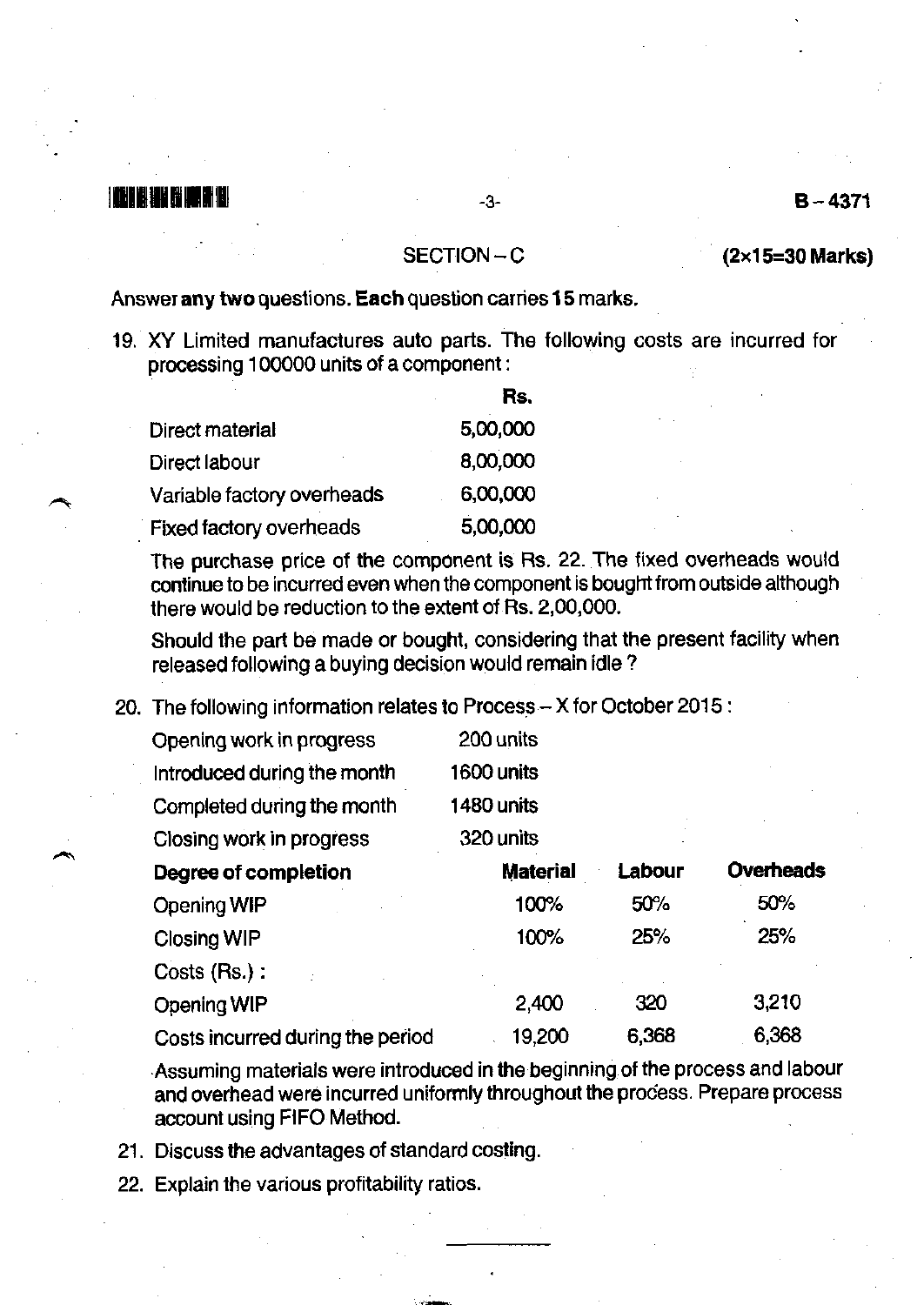## SECTION – C

**(2×15=30 Marks)**

Answer **any two** questions. **Each** question carries **15** marks.

19. XY Limited manufactures auto parts. The following costs are incurred for processing 100000 units of a component :

| | Rs. |
|---|---|
| Direct material | 5,00,000 |
| Direct labour | 8,00,000 |
| Variable factory overheads | 6,00,000 |
| Fixed factory overheads | 5,00,000 |

The purchase price of the component is Rs. 22. The fixed overheads would continue to be incurred even when the component is bought from outside although there would be reduction to the extent of Rs. 2,00,000.

Should the part be made or bought, considering that the present facility when released following a buying decision would remain idle ?

20. The following information relates to Process – X for October 2015 :

| | |
|---|---|
| Opening work in progress | 200 units |
| Introduced during the month | 1600 units |
| Completed during the month | 1480 units |
| Closing work in progress | 320 units |

| **Degree of completion** | **Material** | **Labour** | **Overheads** |
|---|---|---|---|
| Opening WIP | 100% | 50% | 50% |
| Closing WIP | 100% | 25% | 25% |
| Costs (Rs.) : | | | |
| Opening WIP | 2,400 | 320 | 3,210 |
| Costs incurred during the period | 19,200 | 6,368 | 6,368 |

Assuming materials were introduced in the beginning of the process and labour and overhead were incurred uniformly throughout the process. Prepare process account using FIFO Method.

21. Discuss the advantages of standard costing.

22. Explain the various profitability ratios.